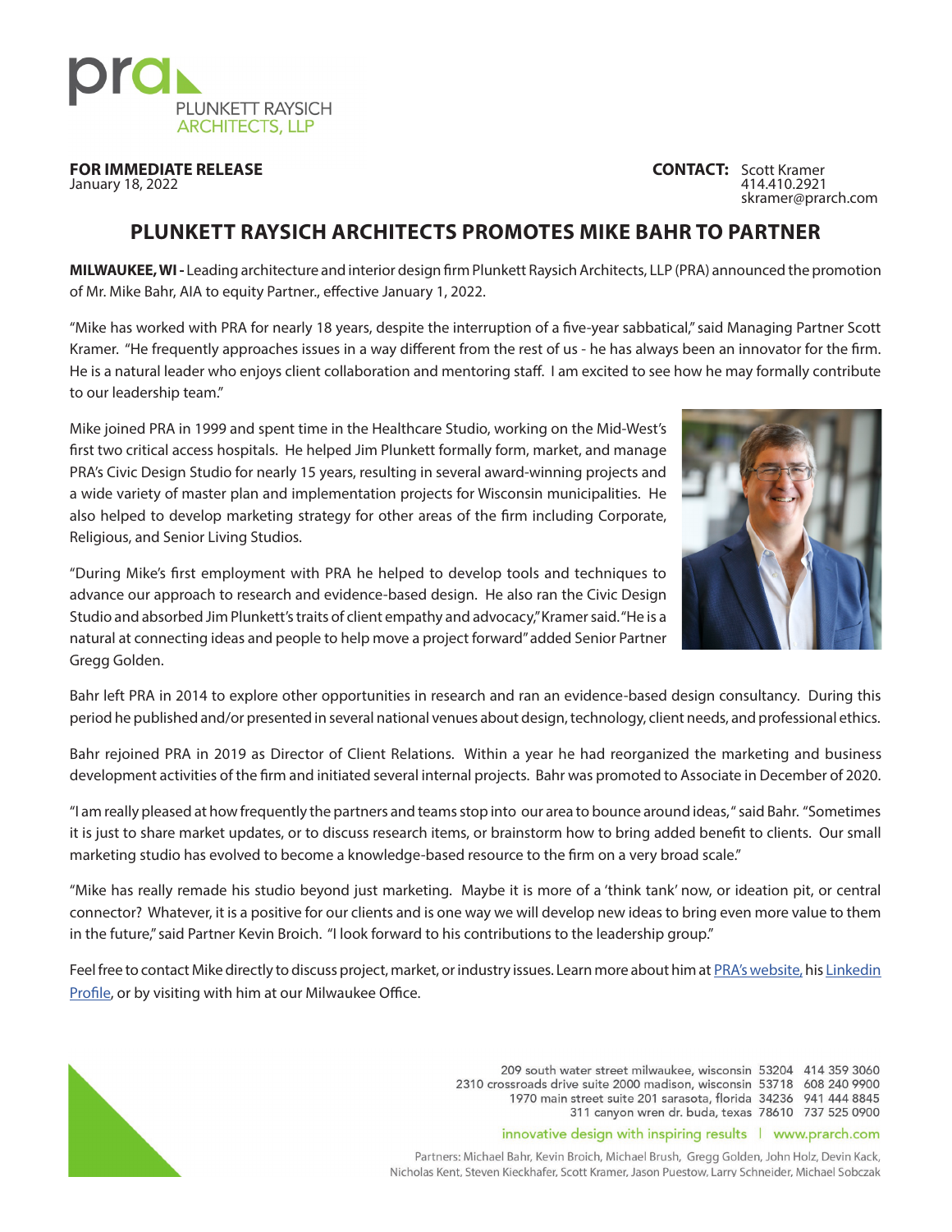pra

PLUNKETT RAYSICH ARCHITECTS, LLP

**FOR IMMEDIATE RELEASE**
January 18, 2022

**CONTACT:** Scott Kramer
414.410.2921
skramer@prarch.com

# PLUNKETT RAYSICH ARCHITECTS PROMOTES MIKE BAHR TO PARTNER

**MILWAUKEE, WI -** Leading architecture and interior design firm Plunkett Raysich Architects, LLP (PRA) announced the promotion of Mr. Mike Bahr, AIA to equity Partner., effective January 1, 2022.

"Mike has worked with PRA for nearly 18 years, despite the interruption of a five-year sabbatical," said Managing Partner Scott Kramer. "He frequently approaches issues in a way different from the rest of us - he has always been an innovator for the firm. He is a natural leader who enjoys client collaboration and mentoring staff. I am excited to see how he may formally contribute to our leadership team."

Mike joined PRA in 1999 and spent time in the Healthcare Studio, working on the Mid-West's first two critical access hospitals. He helped Jim Plunkett formally form, market, and manage PRA's Civic Design Studio for nearly 15 years, resulting in several award-winning projects and a wide variety of master plan and implementation projects for Wisconsin municipalities. He also helped to develop marketing strategy for other areas of the firm including Corporate, Religious, and Senior Living Studios.

"During Mike's first employment with PRA he helped to develop tools and techniques to advance our approach to research and evidence-based design. He also ran the Civic Design Studio and absorbed Jim Plunkett's traits of client empathy and advocacy," Kramer said. "He is a natural at connecting ideas and people to help move a project forward" added Senior Partner Gregg Golden.

Bahr left PRA in 2014 to explore other opportunities in research and ran an evidence-based design consultancy. During this period he published and/or presented in several national venues about design, technology, client needs, and professional ethics.

Bahr rejoined PRA in 2019 as Director of Client Relations. Within a year he had reorganized the marketing and business development activities of the firm and initiated several internal projects. Bahr was promoted to Associate in December of 2020.

"I am really pleased at how frequently the partners and teams stop into our area to bounce around ideas," said Bahr. "Sometimes it is just to share market updates, or to discuss research items, or brainstorm how to bring added benefit to clients. Our small marketing studio has evolved to become a knowledge-based resource to the firm on a very broad scale."

"Mike has really remade his studio beyond just marketing. Maybe it is more of a 'think tank' now, or ideation pit, or central connector? Whatever, it is a positive for our clients and is one way we will develop new ideas to bring even more value to them in the future," said Partner Kevin Broich. "I look forward to his contributions to the leadership group."

Feel free to contact Mike directly to discuss project, market, or industry issues. Learn more about him at PRA's website, his Linkedin Profile, or by visiting with him at our Milwaukee Office.

209 south water street milwaukee, wisconsin 53204 414 359 3060
2310 crossroads drive suite 2000 madison, wisconsin 53718 608 240 9900
1970 main street suite 201 sarasota, florida 34236 941 444 8845
311 canyon wren dr. buda, texas 78610 737 525 0900

innovative design with inspiring results | www.prarch.com

Partners: Michael Bahr, Kevin Broich, Michael Brush, Gregg Golden, John Holz, Devin Kack, Nicholas Kent, Steven Kieckhafer, Scott Kramer, Jason Puestow, Larry Schneider, Michael Sobczak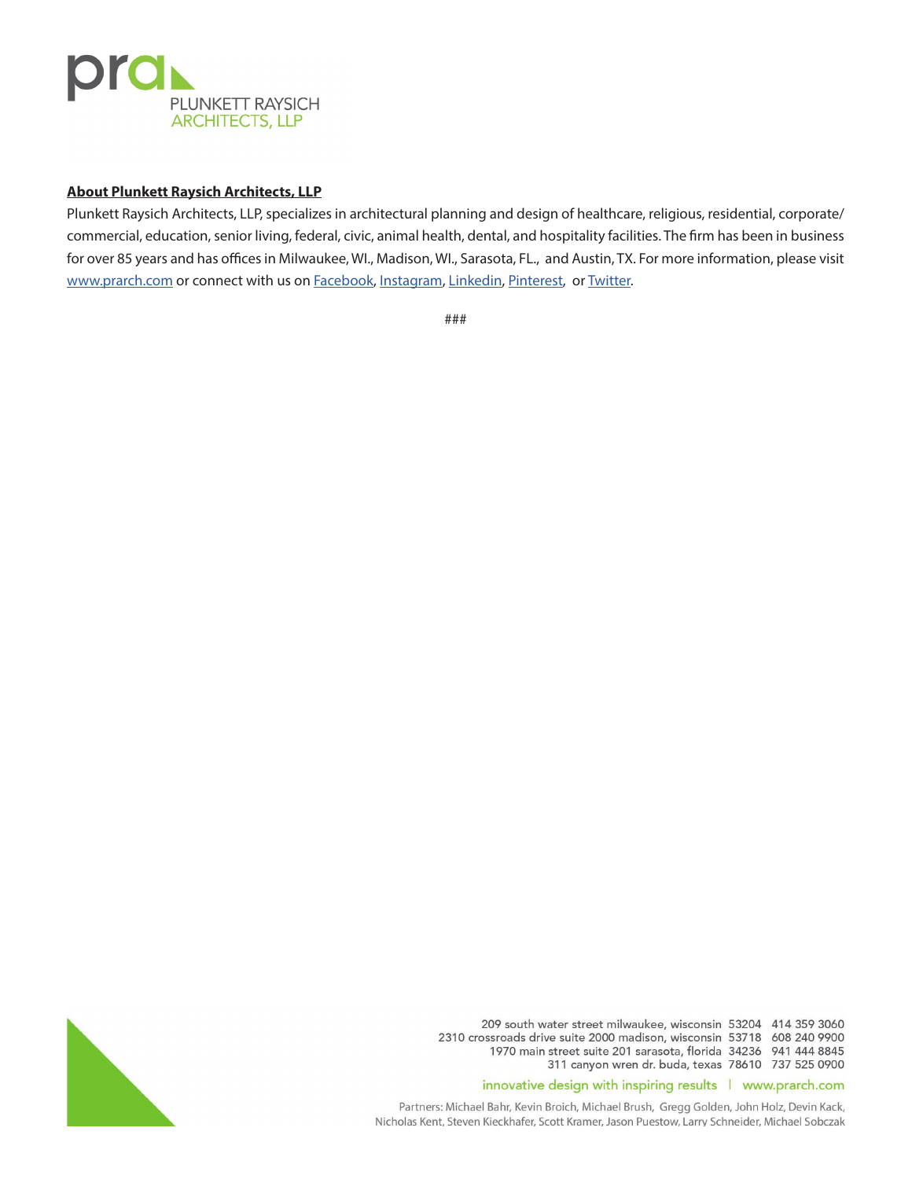PLUNKETT RAYSICH ARCHITECTS, LLP

**About Plunkett Raysich Architects, LLP**

Plunkett Raysich Architects, LLP, specializes in architectural planning and design of healthcare, religious, residential, corporate/commercial, education, senior living, federal, civic, animal health, dental, and hospitality facilities. The firm has been in business for over 85 years and has offices in Milwaukee, WI., Madison, WI., Sarasota, FL., and Austin, TX. For more information, please visit www.prarch.com or connect with us on Facebook, Instagram, Linkedin, Pinterest, or Twitter.

###

209 south water street milwaukee, wisconsin 53204 414 359 3060
2310 crossroads drive suite 2000 madison, wisconsin 53718 608 240 9900
1970 main street suite 201 sarasota, florida 34236 941 444 8845
311 canyon wren dr. buda, texas 78610 737 525 0900

innovative design with inspiring results | www.prarch.com

Partners: Michael Bahr, Kevin Broich, Michael Brush, Gregg Golden, John Holz, Devin Kack, Nicholas Kent, Steven Kieckhafer, Scott Kramer, Jason Puestow, Larry Schneider, Michael Sobczak